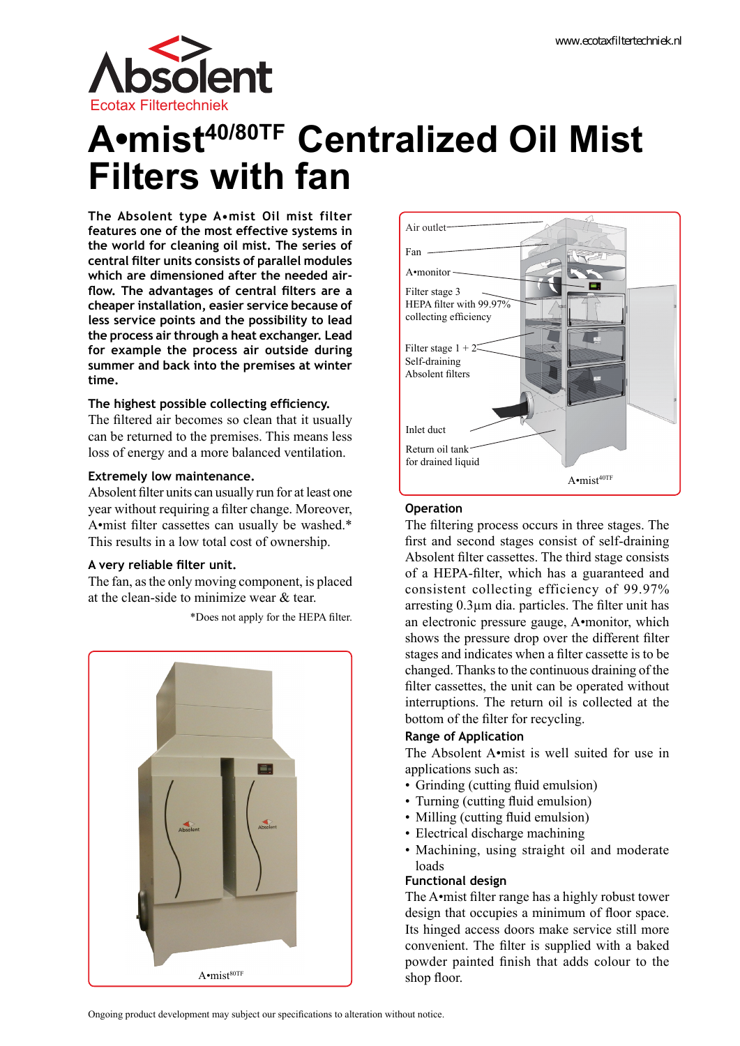Absolent Ecotax Filtertechniek

www.ecotaxfiltertechniek.nl

# A•mist[40/80TF] Centralized Oil Mist Filters with fan

**The Absolent type A•mist Oil mist filter features one of the most effective systems in the world for cleaning oil mist. The series of central filter units consists of parallel modules which are dimensioned after the needed air-flow. The advantages of central filters are a cheaper installation, easier service because of less service points and the possibility to lead the process air through a heat exchanger. Lead for example the process air outside during summer and back into the premises at winter time.**

### The highest possible collecting efficiency.

The filtered air becomes so clean that it usually can be returned to the premises. This means less loss of energy and a more balanced ventilation.

### Extremely low maintenance.

Absolent filter units can usually run for at least one year without requiring a filter change. Moreover, A•mist filter cassettes can usually be washed.* This results in a low total cost of ownership.

### A very reliable filter unit.

The fan, as the only moving component, is placed at the clean-side to minimize wear & tear.

*Does not apply for the HEPA filter.

A•mist[80TF]

Air outlet

Fan

A•monitor

Filter stage 3
HEPA filter with 99.97% collecting efficiency

Filter stage 1 + 2
Self-draining Absolent filters

Inlet duct

Return oil tank for drained liquid

A•mist[40TF]

### Operation

The filtering process occurs in three stages. The first and second stages consist of self-draining Absolent filter cassettes. The third stage consists of a HEPA-filter, which has a guaranteed and consistent collecting efficiency of 99.97% arresting 0.3µm dia. particles. The filter unit has an electronic pressure gauge, A•monitor, which shows the pressure drop over the different filter stages and indicates when a filter cassette is to be changed. Thanks to the continuous draining of the filter cassettes, the unit can be operated without interruptions. The return oil is collected at the bottom of the filter for recycling.

### Range of Application

The Absolent A•mist is well suited for use in applications such as:

- Grinding (cutting fluid emulsion)
- Turning (cutting fluid emulsion)
- Milling (cutting fluid emulsion)
- Electrical discharge machining
- Machining, using straight oil and moderate loads

### Functional design

The A•mist filter range has a highly robust tower design that occupies a minimum of floor space. Its hinged access doors make service still more convenient. The filter is supplied with a baked powder painted finish that adds colour to the shop floor.

Ongoing product development may subject our specifications to alteration without notice.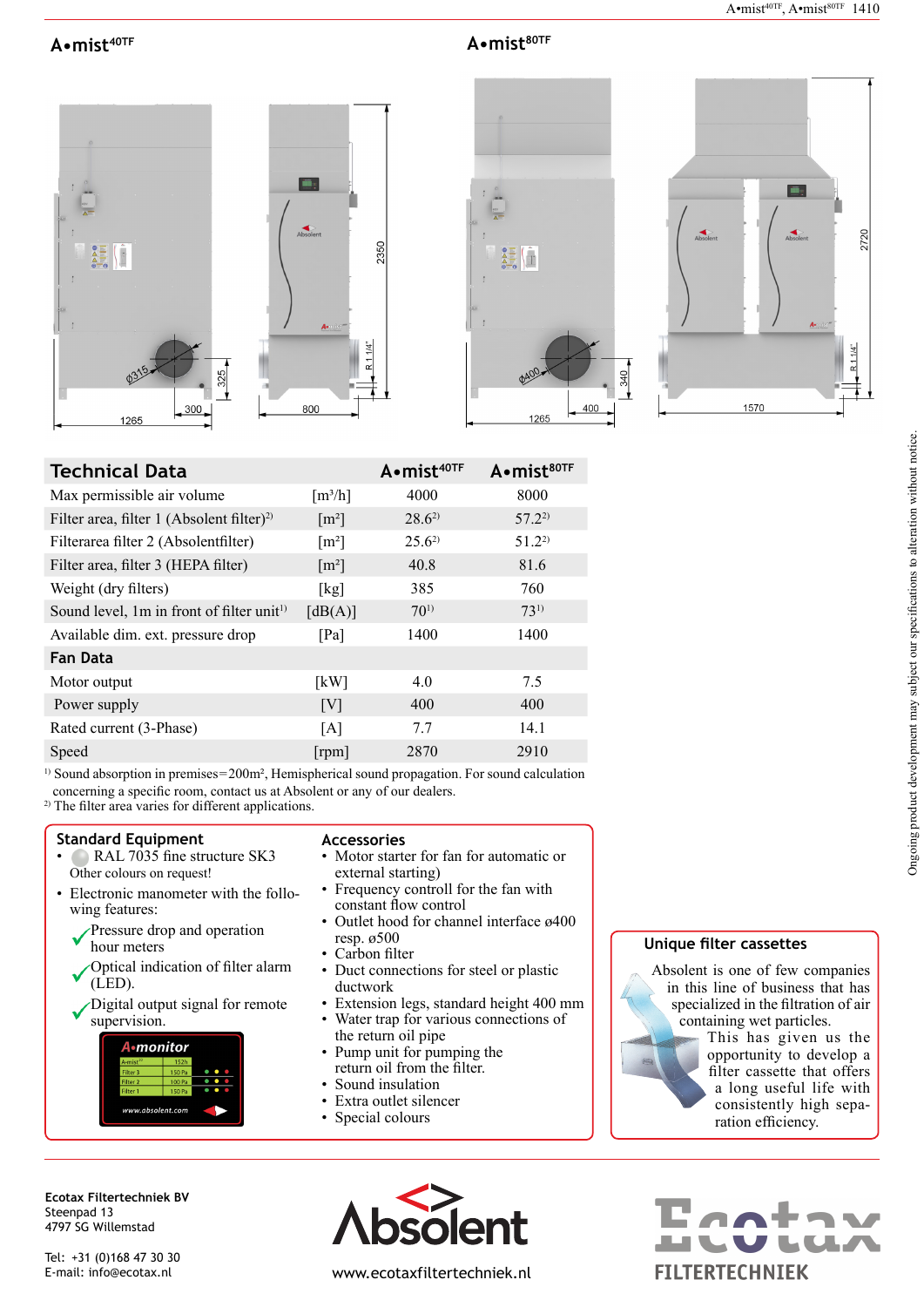## A•mist[40TF]

1265
300
Ø315
325
800
2350
R 1 1/4"

## A•mist[80TF]

1265
400
Ø400
340
1570
2720
R 1 1/4"

| Technical Data | | A•mist[40TF] | A•mist[80TF] |
|---|---|---|---|
| Max permissible air volume | [m³/h] | 4000 | 8000 |
| Filter area, filter 1 (Absolent filter)[2)] | [m²] | 28.6[2)] | 57.2[2)] |
| Filterarea filter 2 (Absolentfilter) | [m²] | 25.6[2)] | 51.2[2)] |
| Filter area, filter 3 (HEPA filter) | [m²] | 40.8 | 81.6 |
| Weight (dry filters) | [kg] | 385 | 760 |
| Sound level, 1m in front of filter unit[1)] | [dB(A)] | 70[1)] | 73[1)] |
| Available dim. ext. pressure drop | [Pa] | 1400 | 1400 |
| **Fan Data** | | | |
| Motor output | [kW] | 4.0 | 7.5 |
| Power supply | [V] | 400 | 400 |
| Rated current (3-Phase) | [A] | 7.7 | 14.1 |
| Speed | [rpm] | 2870 | 2910 |

[1)] Sound absorption in premises=200m², Hemispherical sound propagation. For sound calculation concerning a specific room, contact us at Absolent or any of our dealers.
[2)] The filter area varies for different applications.

### Standard Equipment

- RAL 7035 fine structure SK3
  Other colours on request!
- Electronic manometer with the following features:
  - ✓ Pressure drop and operation hour meters
  - ✓ Optical indication of filter alarm (LED).
  - ✓ Digital output signal for remote supervision.

A•monitor
A-mist 152h
Filter 3 150 Pa
Filter 2 100 Pa
Filter 1 150 Pa
www.absolent.com

### Accessories

- Motor starter for fan for automatic or external starting)
- Frequency controll for the fan with constant flow control
- Outlet hood for channel interface ø400 resp. ø500
- Carbon filter
- Duct connections for steel or plastic ductwork
- Extension legs, standard height 400 mm
- Water trap for various connections of the return oil pipe
- Pump unit for pumping the return oil from the filter.
- Sound insulation
- Extra outlet silencer
- Special colours

### Unique filter cassettes

Absolent is one of few companies in this line of business that has specialized in the filtration of air containing wet particles. This has given us the opportunity to develop a filter cassette that offers a long useful life with consistently high separation efficiency.

Ongoing product development may subject our specifications to alteration without notice.

**Ecotax Filtertechniek BV**
Steenpad 13
4797 SG Willemstad

Tel: +31 (0)168 47 30 30
E-mail: info@ecotax.nl

Absolent
www.ecotaxfiltertechniek.nl

Ecotax FILTERTECHNIEK